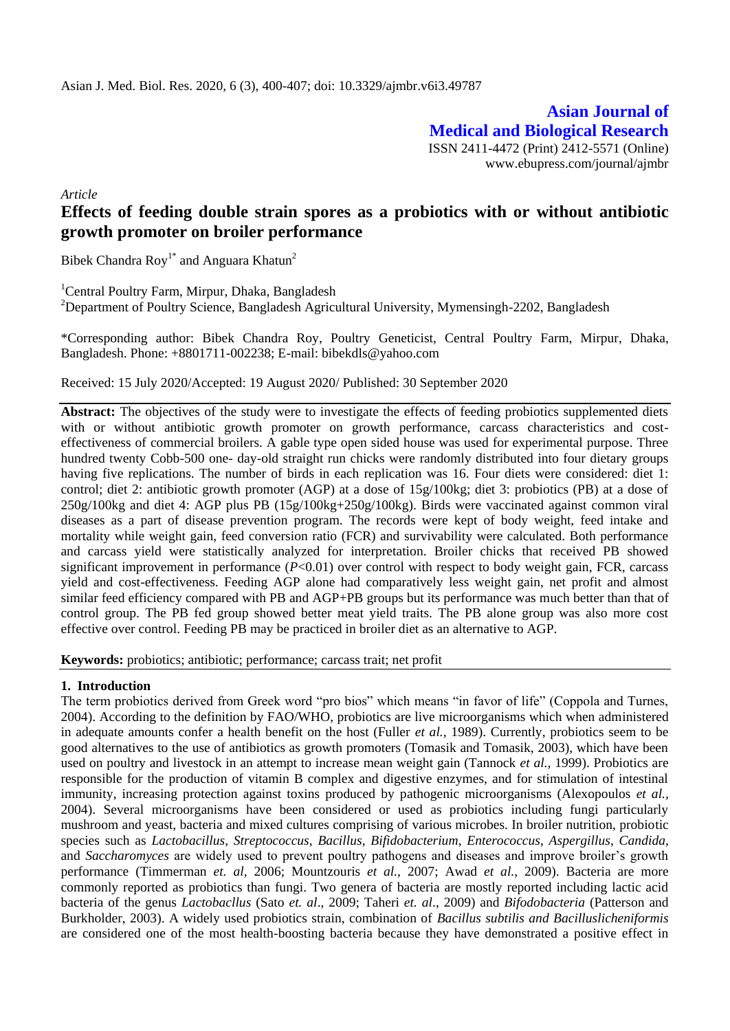*Article*

# Effects of feeding double strain spores as a probiotics with or without antibiotic growth promoter on broiler performance

Bibek Chandra Roy[1*] and Anguara Khatun[2]

[1]Central Poultry Farm, Mirpur, Dhaka, Bangladesh

[2]Department of Poultry Science, Bangladesh Agricultural University, Mymensingh-2202, Bangladesh

*Corresponding author: Bibek Chandra Roy, Poultry Geneticist, Central Poultry Farm, Mirpur, Dhaka, Bangladesh. Phone: +8801711-002238; E-mail: bibekdls@yahoo.com

Received: 15 July 2020/Accepted: 19 August 2020/ Published: 30 September 2020

**Abstract:** The objectives of the study were to investigate the effects of feeding probiotics supplemented diets with or without antibiotic growth promoter on growth performance, carcass characteristics and cost-effectiveness of commercial broilers. A gable type open sided house was used for experimental purpose. Three hundred twenty Cobb-500 one- day-old straight run chicks were randomly distributed into four dietary groups having five replications. The number of birds in each replication was 16. Four diets were considered: diet 1: control; diet 2: antibiotic growth promoter (AGP) at a dose of 15g/100kg; diet 3: probiotics (PB) at a dose of 250g/100kg and diet 4: AGP plus PB (15g/100kg+250g/100kg). Birds were vaccinated against common viral diseases as a part of disease prevention program. The records were kept of body weight, feed intake and mortality while weight gain, feed conversion ratio (FCR) and survivability were calculated. Both performance and carcass yield were statistically analyzed for interpretation. Broiler chicks that received PB showed significant improvement in performance ($P$<0.01) over control with respect to body weight gain, FCR, carcass yield and cost-effectiveness. Feeding AGP alone had comparatively less weight gain, net profit and almost similar feed efficiency compared with PB and AGP+PB groups but its performance was much better than that of control group. The PB fed group showed better meat yield traits. The PB alone group was also more cost effective over control. Feeding PB may be practiced in broiler diet as an alternative to AGP.

**Keywords:** probiotics; antibiotic; performance; carcass trait; net profit

## 1. Introduction

The term probiotics derived from Greek word "pro bios" which means "in favor of life" (Coppola and Turnes, 2004). According to the definition by FAO/WHO, probiotics are live microorganisms which when administered in adequate amounts confer a health benefit on the host (Fuller *et al.*, 1989). Currently, probiotics seem to be good alternatives to the use of antibiotics as growth promoters (Tomasik and Tomasik, 2003), which have been used on poultry and livestock in an attempt to increase mean weight gain (Tannock *et al.*, 1999). Probiotics are responsible for the production of vitamin B complex and digestive enzymes, and for stimulation of intestinal immunity, increasing protection against toxins produced by pathogenic microorganisms (Alexopoulos *et al.*, 2004). Several microorganisms have been considered or used as probiotics including fungi particularly mushroom and yeast, bacteria and mixed cultures comprising of various microbes. In broiler nutrition, probiotic species such as *Lactobacillus*, *Streptococcus*, *Bacillus*, *Bifidobacterium*, *Enterococcus*, *Aspergillus*, *Candida*, and *Saccharomyces* are widely used to prevent poultry pathogens and diseases and improve broiler's growth performance (Timmerman *et. al*, 2006; Mountzouris *et al.*, 2007; Awad *et al.*, 2009). Bacteria are more commonly reported as probiotics than fungi. Two genera of bacteria are mostly reported including lactic acid bacteria of the genus *Lactobacllus* (Sato *et. al*., 2009; Taheri *et. al*., 2009) and *Bifodobacteria* (Patterson and Burkholder, 2003). A widely used probiotics strain, combination of *Bacillus subtilis and Bacilluslicheniformis* are considered one of the most health-boosting bacteria because they have demonstrated a positive effect in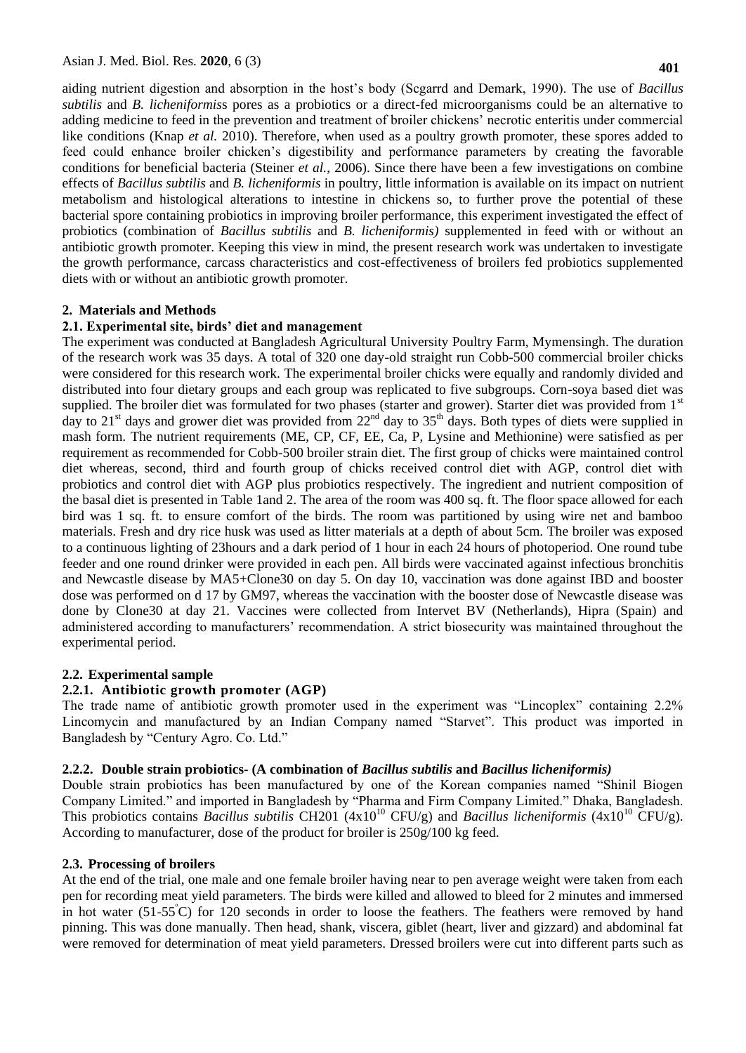aiding nutrient digestion and absorption in the host's body (Scgarrd and Demark, 1990). The use of *Bacillus subtilis* and *B. licheniformis*s pores as a probiotics or a direct-fed microorganisms could be an alternative to adding medicine to feed in the prevention and treatment of broiler chickens' necrotic enteritis under commercial like conditions (Knap *et al.* 2010). Therefore, when used as a poultry growth promoter, these spores added to feed could enhance broiler chicken's digestibility and performance parameters by creating the favorable conditions for beneficial bacteria (Steiner *et al.*, 2006). Since there have been a few investigations on combine effects of *Bacillus subtilis* and *B. licheniformis* in poultry, little information is available on its impact on nutrient metabolism and histological alterations to intestine in chickens so, to further prove the potential of these bacterial spore containing probiotics in improving broiler performance, this experiment investigated the effect of probiotics (combination of *Bacillus subtilis* and *B. licheniformis)* supplemented in feed with or without an antibiotic growth promoter. Keeping this view in mind, the present research work was undertaken to investigate the growth performance, carcass characteristics and cost-effectiveness of broilers fed probiotics supplemented diets with or without an antibiotic growth promoter.

## 2. Materials and Methods

### 2.1. Experimental site, birds' diet and management

The experiment was conducted at Bangladesh Agricultural University Poultry Farm, Mymensingh. The duration of the research work was 35 days. A total of 320 one day-old straight run Cobb-500 commercial broiler chicks were considered for this research work. The experimental broiler chicks were equally and randomly divided and distributed into four dietary groups and each group was replicated to five subgroups. Corn-soya based diet was supplied. The broiler diet was formulated for two phases (starter and grower). Starter diet was provided from 1st day to 21st days and grower diet was provided from 22nd day to 35th days. Both types of diets were supplied in mash form. The nutrient requirements (ME, CP, CF, EE, Ca, P, Lysine and Methionine) were satisfied as per requirement as recommended for Cobb-500 broiler strain diet. The first group of chicks were maintained control diet whereas, second, third and fourth group of chicks received control diet with AGP, control diet with probiotics and control diet with AGP plus probiotics respectively. The ingredient and nutrient composition of the basal diet is presented in Table 1and 2. The area of the room was 400 sq. ft. The floor space allowed for each bird was 1 sq. ft. to ensure comfort of the birds. The room was partitioned by using wire net and bamboo materials. Fresh and dry rice husk was used as litter materials at a depth of about 5cm. The broiler was exposed to a continuous lighting of 23hours and a dark period of 1 hour in each 24 hours of photoperiod. One round tube feeder and one round drinker were provided in each pen. All birds were vaccinated against infectious bronchitis and Newcastle disease by MA5+Clone30 on day 5. On day 10, vaccination was done against IBD and booster dose was performed on d 17 by GM97, whereas the vaccination with the booster dose of Newcastle disease was done by Clone30 at day 21. Vaccines were collected from Intervet BV (Netherlands), Hipra (Spain) and administered according to manufacturers' recommendation. A strict biosecurity was maintained throughout the experimental period.

### 2.2. Experimental sample

#### 2.2.1. Antibiotic growth promoter (AGP)

The trade name of antibiotic growth promoter used in the experiment was "Lincoplex" containing 2.2% Lincomycin and manufactured by an Indian Company named "Starvet". This product was imported in Bangladesh by "Century Agro. Co. Ltd."

#### 2.2.2. Double strain probiotics- (A combination of *Bacillus subtilis* and *Bacillus licheniformis)*

Double strain probiotics has been manufactured by one of the Korean companies named "Shinil Biogen Company Limited." and imported in Bangladesh by "Pharma and Firm Company Limited." Dhaka, Bangladesh. This probiotics contains *Bacillus subtilis* CH201 ($4 \times 10^{10}$ CFU/g) and *Bacillus licheniformis* ($4 \times 10^{10}$ CFU/g). According to manufacturer, dose of the product for broiler is 250g/100 kg feed.

### 2.3. Processing of broilers

At the end of the trial, one male and one female broiler having near to pen average weight were taken from each pen for recording meat yield parameters. The birds were killed and allowed to bleed for 2 minutes and immersed in hot water (51-55°C) for 120 seconds in order to loose the feathers. The feathers were removed by hand pinning. This was done manually. Then head, shank, viscera, giblet (heart, liver and gizzard) and abdominal fat were removed for determination of meat yield parameters. Dressed broilers were cut into different parts such as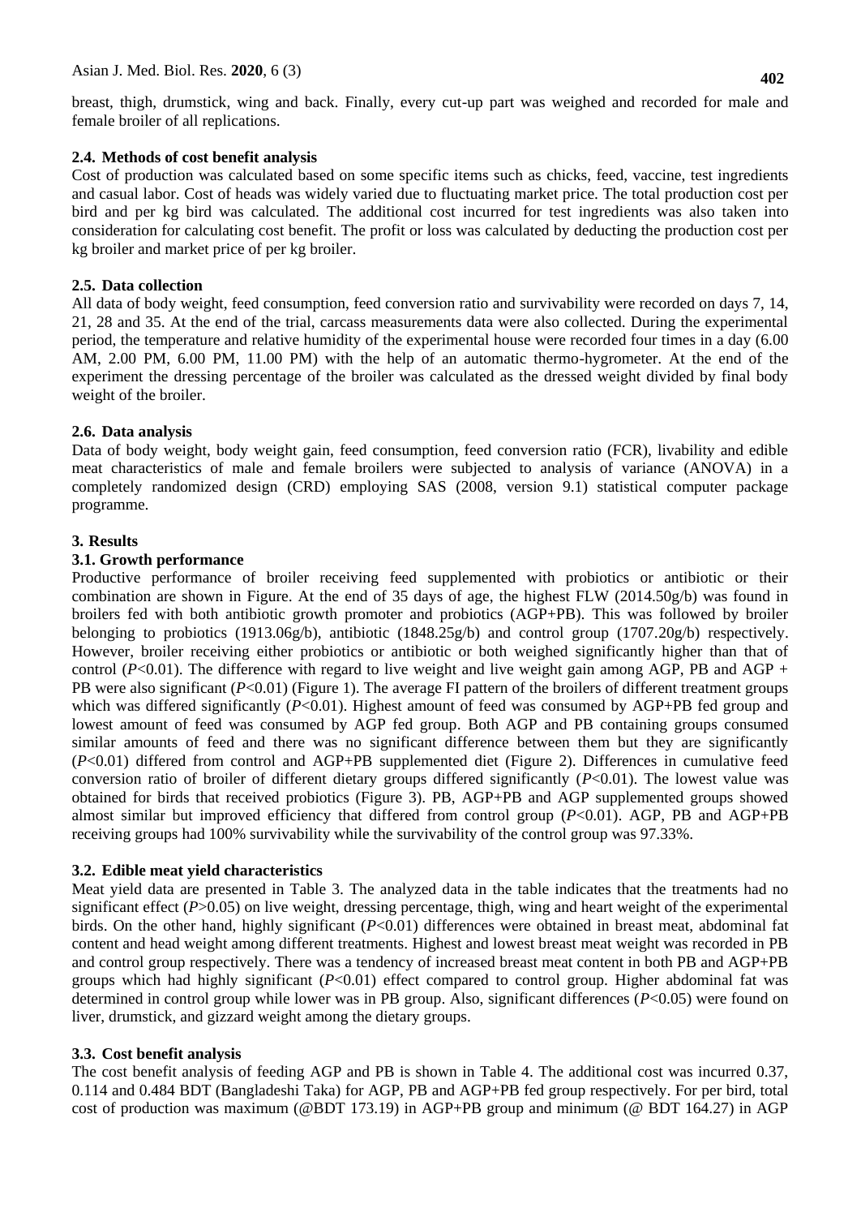breast, thigh, drumstick, wing and back. Finally, every cut-up part was weighed and recorded for male and female broiler of all replications.

### 2.4. Methods of cost benefit analysis

Cost of production was calculated based on some specific items such as chicks, feed, vaccine, test ingredients and casual labor. Cost of heads was widely varied due to fluctuating market price. The total production cost per bird and per kg bird was calculated. The additional cost incurred for test ingredients was also taken into consideration for calculating cost benefit. The profit or loss was calculated by deducting the production cost per kg broiler and market price of per kg broiler.

### 2.5. Data collection

All data of body weight, feed consumption, feed conversion ratio and survivability were recorded on days 7, 14, 21, 28 and 35. At the end of the trial, carcass measurements data were also collected. During the experimental period, the temperature and relative humidity of the experimental house were recorded four times in a day (6.00 AM, 2.00 PM, 6.00 PM, 11.00 PM) with the help of an automatic thermo-hygrometer. At the end of the experiment the dressing percentage of the broiler was calculated as the dressed weight divided by final body weight of the broiler.

### 2.6. Data analysis

Data of body weight, body weight gain, feed consumption, feed conversion ratio (FCR), livability and edible meat characteristics of male and female broilers were subjected to analysis of variance (ANOVA) in a completely randomized design (CRD) employing SAS (2008, version 9.1) statistical computer package programme.

## 3. Results

### 3.1. Growth performance

Productive performance of broiler receiving feed supplemented with probiotics or antibiotic or their combination are shown in Figure. At the end of 35 days of age, the highest FLW (2014.50g/b) was found in broilers fed with both antibiotic growth promoter and probiotics (AGP+PB). This was followed by broiler belonging to probiotics (1913.06g/b), antibiotic (1848.25g/b) and control group (1707.20g/b) respectively. However, broiler receiving either probiotics or antibiotic or both weighed significantly higher than that of control ($P$<0.01). The difference with regard to live weight and live weight gain among AGP, PB and AGP + PB were also significant ($P$<0.01) (Figure 1). The average FI pattern of the broilers of different treatment groups which was differed significantly ($P$<0.01). Highest amount of feed was consumed by AGP+PB fed group and lowest amount of feed was consumed by AGP fed group. Both AGP and PB containing groups consumed similar amounts of feed and there was no significant difference between them but they are significantly ($P$<0.01) differed from control and AGP+PB supplemented diet (Figure 2). Differences in cumulative feed conversion ratio of broiler of different dietary groups differed significantly ($P$<0.01). The lowest value was obtained for birds that received probiotics (Figure 3). PB, AGP+PB and AGP supplemented groups showed almost similar but improved efficiency that differed from control group ($P$<0.01). AGP, PB and AGP+PB receiving groups had 100% survivability while the survivability of the control group was 97.33%.

### 3.2. Edible meat yield characteristics

Meat yield data are presented in Table 3. The analyzed data in the table indicates that the treatments had no significant effect ($P$>0.05) on live weight, dressing percentage, thigh, wing and heart weight of the experimental birds. On the other hand, highly significant ($P$<0.01) differences were obtained in breast meat, abdominal fat content and head weight among different treatments. Highest and lowest breast meat weight was recorded in PB and control group respectively. There was a tendency of increased breast meat content in both PB and AGP+PB groups which had highly significant ($P$<0.01) effect compared to control group. Higher abdominal fat was determined in control group while lower was in PB group. Also, significant differences ($P$<0.05) were found on liver, drumstick, and gizzard weight among the dietary groups.

### 3.3. Cost benefit analysis

The cost benefit analysis of feeding AGP and PB is shown in Table 4. The additional cost was incurred 0.37, 0.114 and 0.484 BDT (Bangladeshi Taka) for AGP, PB and AGP+PB fed group respectively. For per bird, total cost of production was maximum (@BDT 173.19) in AGP+PB group and minimum (@ BDT 164.27) in AGP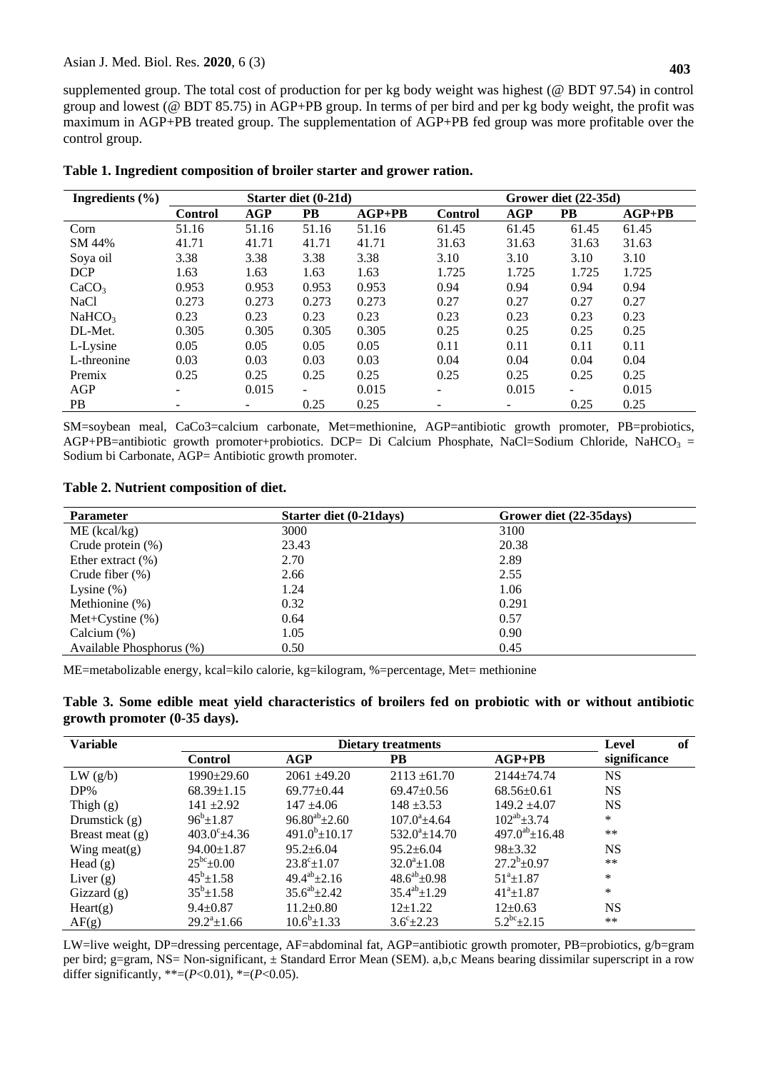supplemented group. The total cost of production for per kg body weight was highest (@ BDT 97.54) in control group and lowest (@ BDT 85.75) in AGP+PB group. In terms of per bird and per kg body weight, the profit was maximum in AGP+PB treated group. The supplementation of AGP+PB fed group was more profitable over the control group.

**Table 1. Ingredient composition of broiler starter and grower ration.**

| Ingredients (%) | Starter diet (0-21d) | | | | Grower diet (22-35d) | | | |
|---|---|---|---|---|---|---|---|---|
| | Control | AGP | PB | AGP+PB | Control | AGP | PB | AGP+PB |
| Corn | 51.16 | 51.16 | 51.16 | 51.16 | 61.45 | 61.45 | 61.45 | 61.45 |
| SM 44% | 41.71 | 41.71 | 41.71 | 41.71 | 31.63 | 31.63 | 31.63 | 31.63 |
| Soya oil | 3.38 | 3.38 | 3.38 | 3.38 | 3.10 | 3.10 | 3.10 | 3.10 |
| DCP | 1.63 | 1.63 | 1.63 | 1.63 | 1.725 | 1.725 | 1.725 | 1.725 |
| $CaCO_3$ | 0.953 | 0.953 | 0.953 | 0.953 | 0.94 | 0.94 | 0.94 | 0.94 |
| NaCl | 0.273 | 0.273 | 0.273 | 0.273 | 0.27 | 0.27 | 0.27 | 0.27 |
| $NaHCO_3$ | 0.23 | 0.23 | 0.23 | 0.23 | 0.23 | 0.23 | 0.23 | 0.23 |
| DL-Met. | 0.305 | 0.305 | 0.305 | 0.305 | 0.25 | 0.25 | 0.25 | 0.25 |
| L-Lysine | 0.05 | 0.05 | 0.05 | 0.05 | 0.11 | 0.11 | 0.11 | 0.11 |
| L-threonine | 0.03 | 0.03 | 0.03 | 0.03 | 0.04 | 0.04 | 0.04 | 0.04 |
| Premix | 0.25 | 0.25 | 0.25 | 0.25 | 0.25 | 0.25 | 0.25 | 0.25 |
| AGP | - | 0.015 | - | 0.015 | - | 0.015 | - | 0.015 |
| PB | - | - | 0.25 | 0.25 | - | - | 0.25 | 0.25 |

SM=soybean meal, CaCo3=calcium carbonate, Met=methionine, AGP=antibiotic growth promoter, PB=probiotics, AGP+PB=antibiotic growth promoter+probiotics. DCP= Di Calcium Phosphate, NaCl=Sodium Chloride, $NaHCO_3$ = Sodium bi Carbonate, AGP= Antibiotic growth promoter.

**Table 2. Nutrient composition of diet.**

| Parameter | Starter diet (0-21days) | Grower diet (22-35days) |
|---|---|---|
| ME (kcal/kg) | 3000 | 3100 |
| Crude protein (%) | 23.43 | 20.38 |
| Ether extract (%) | 2.70 | 2.89 |
| Crude fiber (%) | 2.66 | 2.55 |
| Lysine (%) | 1.24 | 1.06 |
| Methionine (%) | 0.32 | 0.291 |
| Met+Cystine (%) | 0.64 | 0.57 |
| Calcium (%) | 1.05 | 0.90 |
| Available Phosphorus (%) | 0.50 | 0.45 |

ME=metabolizable energy, kcal=kilo calorie, kg=kilogram, %=percentage, Met= methionine

**Table 3. Some edible meat yield characteristics of broilers fed on probiotic with or without antibiotic growth promoter (0-35 days).**

| Variable | Dietary treatments | | | | Level of significance |
|---|---|---|---|---|---|
| | Control | AGP | PB | AGP+PB | |
| LW (g/b) | 1990±29.60 | 2061 ±49.20 | 2113 ±61.70 | 2144±74.74 | NS |
| DP% | 68.39±1.15 | 69.77±0.44 | 69.47±0.56 | 68.56±0.61 | NS |
| Thigh (g) | 141 ±2.92 | 147 ±4.06 | 148 ±3.53 | 149.2 ±4.07 | NS |
| Drumstick (g) | $96^{b}$±1.87 | $96.80^{ab}$±2.60 | $107.0^{a}$±4.64 | $102^{ab}$±3.74 | * |
| Breast meat (g) | $403.0^{c}$±4.36 | $491.0^{b}$±10.17 | $532.0^{a}$±14.70 | $497.0^{ab}$±16.48 | ** |
| Wing meat(g) | 94.00±1.87 | 95.2±6.04 | 95.2±6.04 | 98±3.32 | NS |
| Head (g) | $25^{bc}$±0.00 | $23.8^{c}$±1.07 | $32.0^{a}$±1.08 | $27.2^{b}$±0.97 | ** |
| Liver (g) | $45^{b}$±1.58 | $49.4^{ab}$±2.16 | $48.6^{ab}$±0.98 | $51^{a}$±1.87 | * |
| Gizzard (g) | $35^{b}$±1.58 | $35.6^{ab}$±2.42 | $35.4^{ab}$±1.29 | $41^{a}$±1.87 | * |
| Heart(g) | 9.4±0.87 | 11.2±0.80 | 12±1.22 | 12±0.63 | NS |
| AF(g) | $29.2^{a}$±1.66 | $10.6^{b}$±1.33 | $3.6^{c}$±2.23 | $5.2^{bc}$±2.15 | ** |

LW=live weight, DP=dressing percentage, AF=abdominal fat, AGP=antibiotic growth promoter, PB=probiotics, g/b=gram per bird; g=gram, NS= Non-significant, ± Standard Error Mean (SEM). a,b,c Means bearing dissimilar superscript in a row differ significantly, **=($P$<0.01), *=($P$<0.05).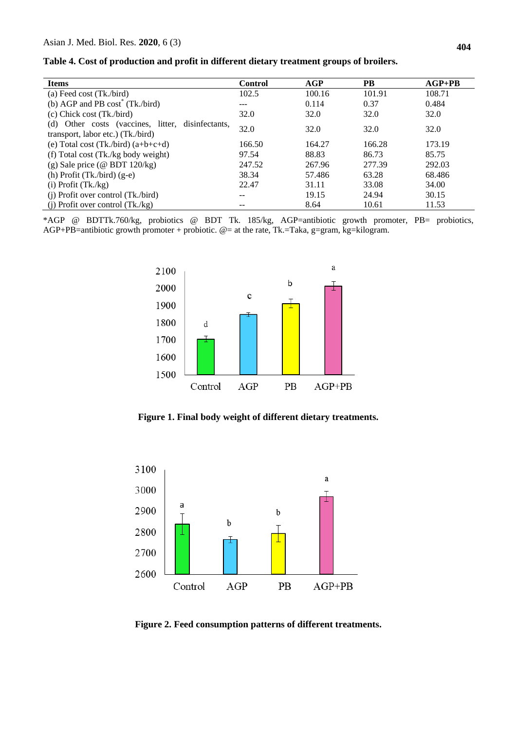**Table 4. Cost of production and profit in different dietary treatment groups of broilers.**

| Items | Control | AGP | PB | AGP+PB |
|---|---|---|---|---|
| (a) Feed cost (Tk./bird) | 102.5 | 100.16 | 101.91 | 108.71 |
| (b) AGP and PB cost* (Tk./bird) | --- | 0.114 | 0.37 | 0.484 |
| (c) Chick cost (Tk./bird) | 32.0 | 32.0 | 32.0 | 32.0 |
| (d) Other costs (vaccines, litter, disinfectants, transport, labor etc.) (Tk./bird) | 32.0 | 32.0 | 32.0 | 32.0 |
| (e) Total cost (Tk./bird) (a+b+c+d) | 166.50 | 164.27 | 166.28 | 173.19 |
| (f) Total cost (Tk./kg body weight) | 97.54 | 88.83 | 86.73 | 85.75 |
| (g) Sale price (@ BDT 120/kg) | 247.52 | 267.96 | 277.39 | 292.03 |
| (h) Profit (Tk./bird) (g-e) | 38.34 | 57.486 | 63.28 | 68.486 |
| (i) Profit (Tk./kg) | 22.47 | 31.11 | 33.08 | 34.00 |
| (j) Profit over control (Tk./bird) | -- | 19.15 | 24.94 | 30.15 |
| (j) Profit over control (Tk./kg) | -- | 8.64 | 10.61 | 11.53 |

*AGP @ BDTTk.760/kg, probiotics @ BDT Tk. 185/kg, AGP=antibiotic growth promoter, PB= probiotics, AGP+PB=antibiotic growth promoter + probiotic. @= at the rate, Tk.=Taka, g=gram, kg=kilogram.

**Figure 1. Final body weight of different dietary treatments.**

**Figure 2. Feed consumption patterns of different treatments.**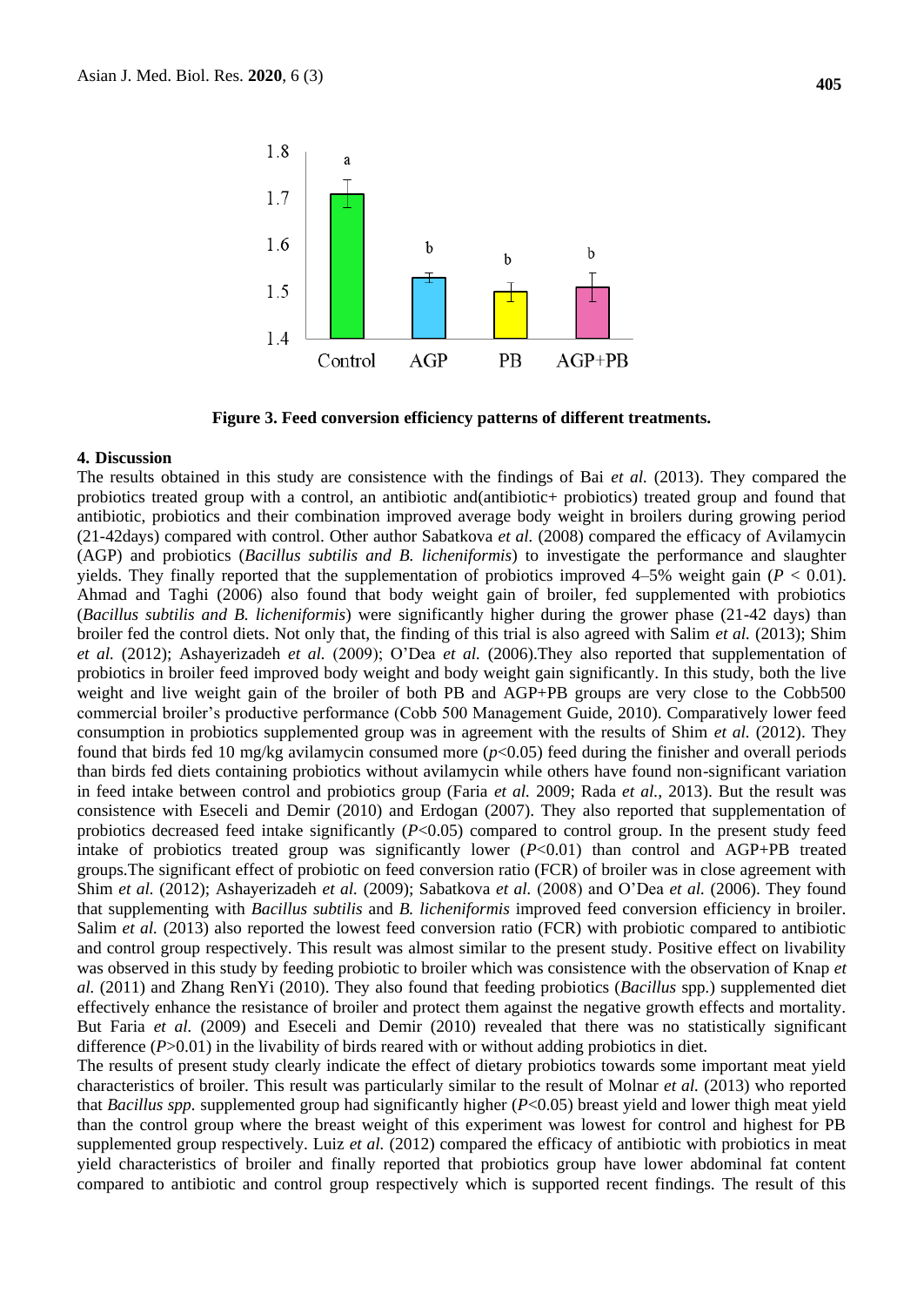Figure 3. Feed conversion efficiency patterns of different treatments.

## 4. Discussion

The results obtained in this study are consistence with the findings of Bai *et al.* (2013). They compared the probiotics treated group with a control, an antibiotic and(antibiotic+ probiotics) treated group and found that antibiotic, probiotics and their combination improved average body weight in broilers during growing period (21-42days) compared with control. Other author Sabatkova *et al.* (2008) compared the efficacy of Avilamycin (AGP) and probiotics (*Bacillus subtilis and B. licheniformis*) to investigate the performance and slaughter yields. They finally reported that the supplementation of probiotics improved 4–5% weight gain ($P < 0.01$). Ahmad and Taghi (2006) also found that body weight gain of broiler, fed supplemented with probiotics (*Bacillus subtilis and B. licheniformis*) were significantly higher during the grower phase (21-42 days) than broiler fed the control diets. Not only that, the finding of this trial is also agreed with Salim *et al.* (2013); Shim *et al.* (2012); Ashayerizadeh *et al.* (2009); O'Dea *et al.* (2006).They also reported that supplementation of probiotics in broiler feed improved body weight and body weight gain significantly. In this study, both the live weight and live weight gain of the broiler of both PB and AGP+PB groups are very close to the Cobb500 commercial broiler's productive performance (Cobb 500 Management Guide, 2010). Comparatively lower feed consumption in probiotics supplemented group was in agreement with the results of Shim *et al.* (2012). They found that birds fed 10 mg/kg avilamycin consumed more ($p<0.05$) feed during the finisher and overall periods than birds fed diets containing probiotics without avilamycin while others have found non-significant variation in feed intake between control and probiotics group (Faria *et al.* 2009; Rada *et al.,* 2013). But the result was consistence with Eseceli and Demir (2010) and Erdogan (2007). They also reported that supplementation of probiotics decreased feed intake significantly ($P<0.05$) compared to control group. In the present study feed intake of probiotics treated group was significantly lower ($P<0.01$) than control and AGP+PB treated groups.The significant effect of probiotic on feed conversion ratio (FCR) of broiler was in close agreement with Shim *et al.* (2012); Ashayerizadeh *et al.* (2009); Sabatkova *et al.* (2008) and O'Dea *et al.* (2006). They found that supplementing with *Bacillus subtilis* and *B. licheniformis* improved feed conversion efficiency in broiler. Salim *et al.* (2013) also reported the lowest feed conversion ratio (FCR) with probiotic compared to antibiotic and control group respectively. This result was almost similar to the present study. Positive effect on livability was observed in this study by feeding probiotic to broiler which was consistence with the observation of Knap *et al.* (2011) and Zhang RenYi (2010). They also found that feeding probiotics (*Bacillus* spp.) supplemented diet effectively enhance the resistance of broiler and protect them against the negative growth effects and mortality. But Faria *et al.* (2009) and Eseceli and Demir (2010) revealed that there was no statistically significant difference ($P>0.01$) in the livability of birds reared with or without adding probiotics in diet.

The results of present study clearly indicate the effect of dietary probiotics towards some important meat yield characteristics of broiler. This result was particularly similar to the result of Molnar *et al.* (2013) who reported that *Bacillus spp.* supplemented group had significantly higher ($P<0.05$) breast yield and lower thigh meat yield than the control group where the breast weight of this experiment was lowest for control and highest for PB supplemented group respectively. Luiz *et al.* (2012) compared the efficacy of antibiotic with probiotics in meat yield characteristics of broiler and finally reported that probiotics group have lower abdominal fat content compared to antibiotic and control group respectively which is supported recent findings. The result of this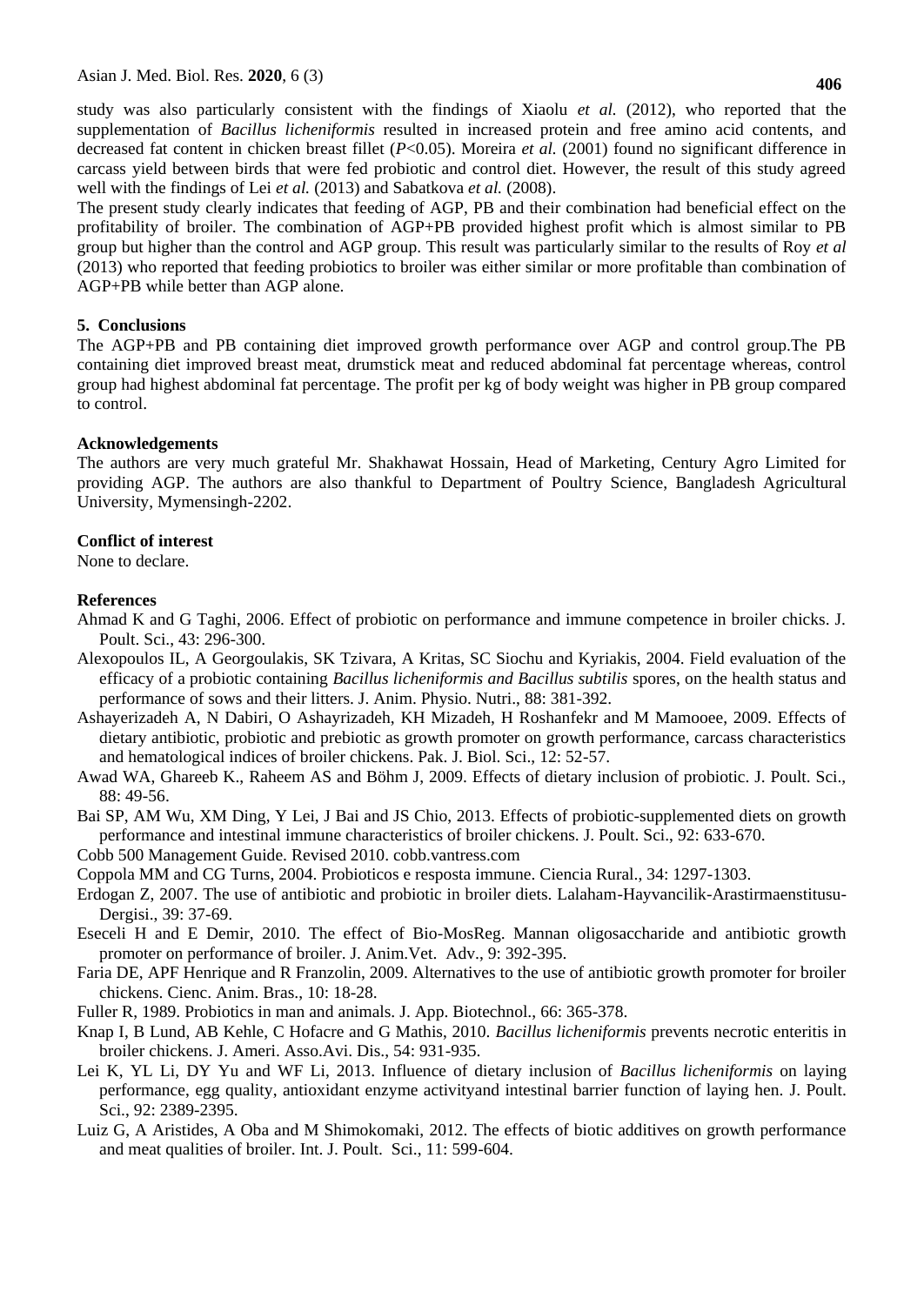study was also particularly consistent with the findings of Xiaolu *et al.* (2012), who reported that the supplementation of *Bacillus licheniformis* resulted in increased protein and free amino acid contents, and decreased fat content in chicken breast fillet ($P$<0.05). Moreira *et al.* (2001) found no significant difference in carcass yield between birds that were fed probiotic and control diet. However, the result of this study agreed well with the findings of Lei *et al.* (2013) and Sabatkova *et al.* (2008).

The present study clearly indicates that feeding of AGP, PB and their combination had beneficial effect on the profitability of broiler. The combination of AGP+PB provided highest profit which is almost similar to PB group but higher than the control and AGP group. This result was particularly similar to the results of Roy *et al* (2013) who reported that feeding probiotics to broiler was either similar or more profitable than combination of AGP+PB while better than AGP alone.

## 5. Conclusions

The AGP+PB and PB containing diet improved growth performance over AGP and control group.The PB containing diet improved breast meat, drumstick meat and reduced abdominal fat percentage whereas, control group had highest abdominal fat percentage. The profit per kg of body weight was higher in PB group compared to control.

## Acknowledgements

The authors are very much grateful Mr. Shakhawat Hossain, Head of Marketing, Century Agro Limited for providing AGP. The authors are also thankful to Department of Poultry Science, Bangladesh Agricultural University, Mymensingh-2202.

## Conflict of interest

None to declare.

## References

Ahmad K and G Taghi, 2006. Effect of probiotic on performance and immune competence in broiler chicks. J. Poult. Sci., 43: 296-300.

Alexopoulos IL, A Georgoulakis, SK Tzivara, A Kritas, SC Siochu and Kyriakis, 2004. Field evaluation of the efficacy of a probiotic containing *Bacillus licheniformis and Bacillus subtilis* spores, on the health status and performance of sows and their litters. J. Anim. Physio. Nutri., 88: 381-392.

Ashayerizadeh A, N Dabiri, O Ashayrizadeh, KH Mizadeh, H Roshanfekr and M Mamooee, 2009. Effects of dietary antibiotic, probiotic and prebiotic as growth promoter on growth performance, carcass characteristics and hematological indices of broiler chickens. Pak. J. Biol. Sci., 12: 52-57.

Awad WA, Ghareeb K., Raheem AS and Böhm J, 2009. Effects of dietary inclusion of probiotic. J. Poult. Sci., 88: 49-56.

Bai SP, AM Wu, XM Ding, Y Lei, J Bai and JS Chio, 2013. Effects of probiotic-supplemented diets on growth performance and intestinal immune characteristics of broiler chickens. J. Poult. Sci., 92: 633-670.

Cobb 500 Management Guide. Revised 2010. cobb.vantress.com

Coppola MM and CG Turns, 2004. Probioticos e resposta immune. Ciencia Rural., 34: 1297-1303.

Erdogan Z, 2007. The use of antibiotic and probiotic in broiler diets. Lalaham-Hayvancilik-Arastirmaenstitusu-Dergisi., 39: 37-69.

Eseceli H and E Demir, 2010. The effect of Bio-MosReg. Mannan oligosaccharide and antibiotic growth promoter on performance of broiler. J. Anim.Vet. Adv., 9: 392-395.

Faria DE, APF Henrique and R Franzolin, 2009. Alternatives to the use of antibiotic growth promoter for broiler chickens. Cienc. Anim. Bras., 10: 18-28.

Fuller R, 1989. Probiotics in man and animals. J. App. Biotechnol., 66: 365-378.

Knap I, B Lund, AB Kehle, C Hofacre and G Mathis, 2010. *Bacillus licheniformis* prevents necrotic enteritis in broiler chickens. J. Ameri. Asso.Avi. Dis., 54: 931-935.

Lei K, YL Li, DY Yu and WF Li, 2013. Influence of dietary inclusion of *Bacillus licheniformis* on laying performance, egg quality, antioxidant enzyme activityand intestinal barrier function of laying hen. J. Poult. Sci., 92: 2389-2395.

Luiz G, A Aristides, A Oba and M Shimokomaki, 2012. The effects of biotic additives on growth performance and meat qualities of broiler. Int. J. Poult. Sci., 11: 599-604.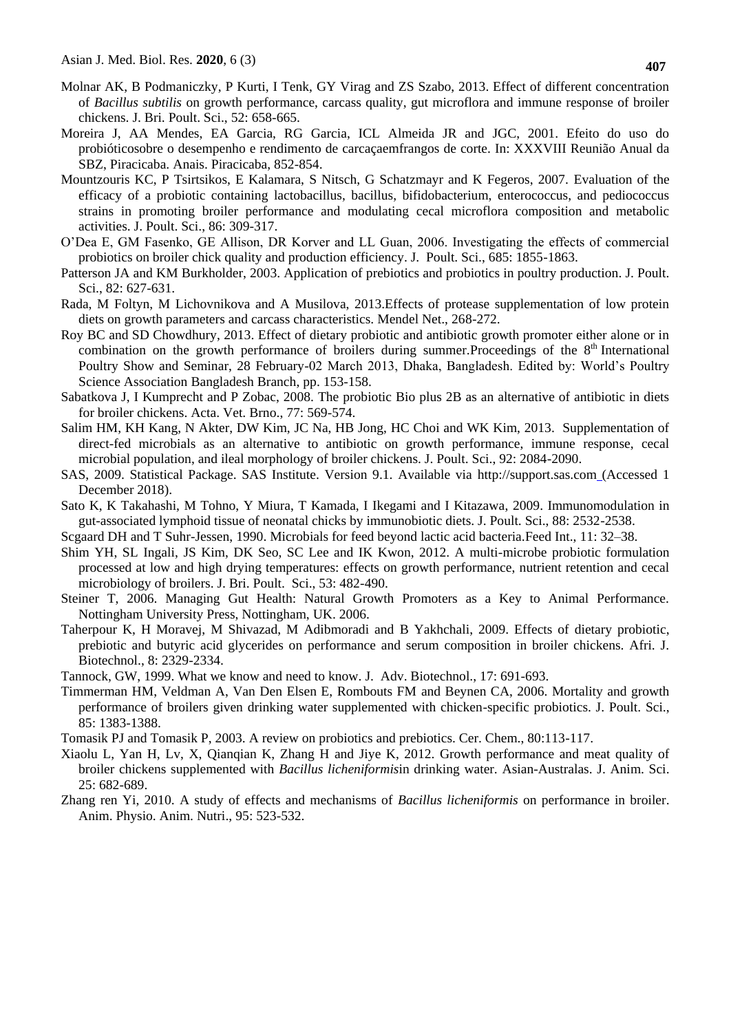Molnar AK, B Podmaniczky, P Kurti, I Tenk, GY Virag and ZS Szabo, 2013. Effect of different concentration of *Bacillus subtilis* on growth performance, carcass quality, gut microflora and immune response of broiler chickens. J. Bri. Poult. Sci., 52: 658-665.

Moreira J, AA Mendes, EA Garcia, RG Garcia, ICL Almeida JR and JGC, 2001. Efeito do uso do probióticosobre o desempenho e rendimento de carcaçaemfrangos de corte. In: XXXVIII Reunião Anual da SBZ, Piracicaba. Anais. Piracicaba, 852-854.

Mountzouris KC, P Tsirtsikos, E Kalamara, S Nitsch, G Schatzmayr and K Fegeros, 2007. Evaluation of the efficacy of a probiotic containing lactobacillus, bacillus, bifidobacterium, enterococcus, and pediococcus strains in promoting broiler performance and modulating cecal microflora composition and metabolic activities. J. Poult. Sci., 86: 309-317.

O'Dea E, GM Fasenko, GE Allison, DR Korver and LL Guan, 2006. Investigating the effects of commercial probiotics on broiler chick quality and production efficiency. J. Poult. Sci., 685: 1855-1863.

Patterson JA and KM Burkholder, 2003. Application of prebiotics and probiotics in poultry production. J. Poult. Sci., 82: 627-631.

Rada, M Foltyn, M Lichovnikova and A Musilova, 2013.Effects of protease supplementation of low protein diets on growth parameters and carcass characteristics. Mendel Net., 268-272.

Roy BC and SD Chowdhury, 2013. Effect of dietary probiotic and antibiotic growth promoter either alone or in combination on the growth performance of broilers during summer.Proceedings of the 8th International Poultry Show and Seminar, 28 February-02 March 2013, Dhaka, Bangladesh. Edited by: World's Poultry Science Association Bangladesh Branch, pp. 153-158.

Sabatkova J, I Kumprecht and P Zobac, 2008. The probiotic Bio plus 2B as an alternative of antibiotic in diets for broiler chickens. Acta. Vet. Brno., 77: 569-574.

Salim HM, KH Kang, N Akter, DW Kim, JC Na, HB Jong, HC Choi and WK Kim, 2013. Supplementation of direct-fed microbials as an alternative to antibiotic on growth performance, immune response, cecal microbial population, and ileal morphology of broiler chickens. J. Poult. Sci., 92: 2084-2090.

SAS, 2009. Statistical Package. SAS Institute. Version 9.1. Available via http://support.sas.com (Accessed 1 December 2018).

Sato K, K Takahashi, M Tohno, Y Miura, T Kamada, I Ikegami and I Kitazawa, 2009. Immunomodulation in gut-associated lymphoid tissue of neonatal chicks by immunobiotic diets. J. Poult. Sci., 88: 2532-2538.

Scgaard DH and T Suhr-Jessen, 1990. Microbials for feed beyond lactic acid bacteria.Feed Int., 11: 32–38.

Shim YH, SL Ingali, JS Kim, DK Seo, SC Lee and IK Kwon, 2012. A multi-microbe probiotic formulation processed at low and high drying temperatures: effects on growth performance, nutrient retention and cecal microbiology of broilers. J. Bri. Poult. Sci., 53: 482-490.

Steiner T, 2006. Managing Gut Health: Natural Growth Promoters as a Key to Animal Performance. Nottingham University Press, Nottingham, UK. 2006.

Taherpour K, H Moravej, M Shivazad, M Adibmoradi and B Yakhchali, 2009. Effects of dietary probiotic, prebiotic and butyric acid glycerides on performance and serum composition in broiler chickens. Afri. J. Biotechnol., 8: 2329-2334.

Tannock, GW, 1999. What we know and need to know. J. Adv. Biotechnol., 17: 691-693.

Timmerman HM, Veldman A, Van Den Elsen E, Rombouts FM and Beynen CA, 2006. Mortality and growth performance of broilers given drinking water supplemented with chicken-specific probiotics. J. Poult. Sci., 85: 1383-1388.

Tomasik PJ and Tomasik P, 2003. A review on probiotics and prebiotics. Cer. Chem., 80:113-117.

Xiaolu L, Yan H, Lv, X, Qianqian K, Zhang H and Jiye K, 2012. Growth performance and meat quality of broiler chickens supplemented with *Bacillus licheniformis*in drinking water. Asian-Australas. J. Anim. Sci. 25: 682-689.

Zhang ren Yi, 2010. A study of effects and mechanisms of *Bacillus licheniformis* on performance in broiler. Anim. Physio. Anim. Nutri., 95: 523-532.